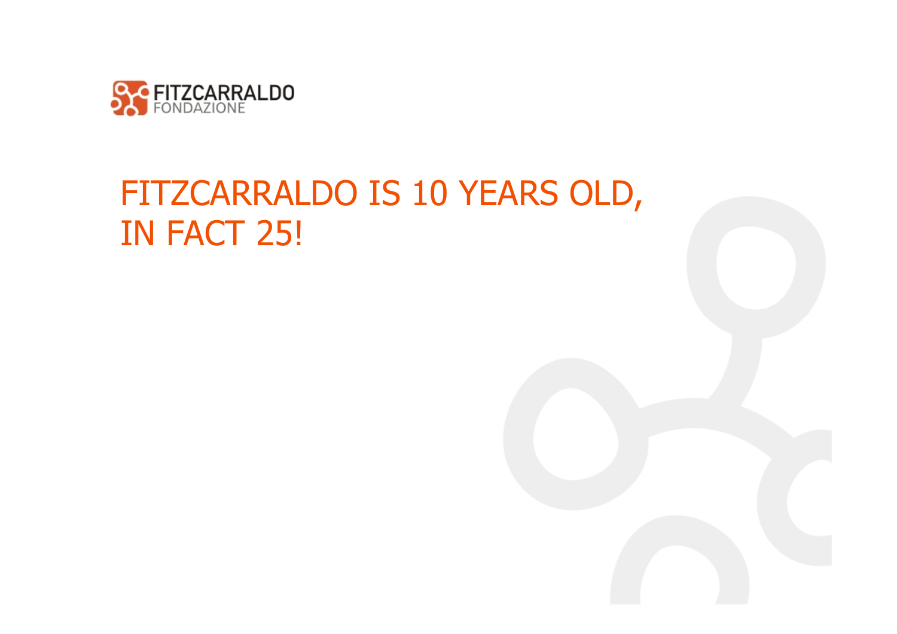FITZCARRALDO
FONDAZIONE

# FITZCARRALDO IS 10 YEARS OLD, IN FACT 25!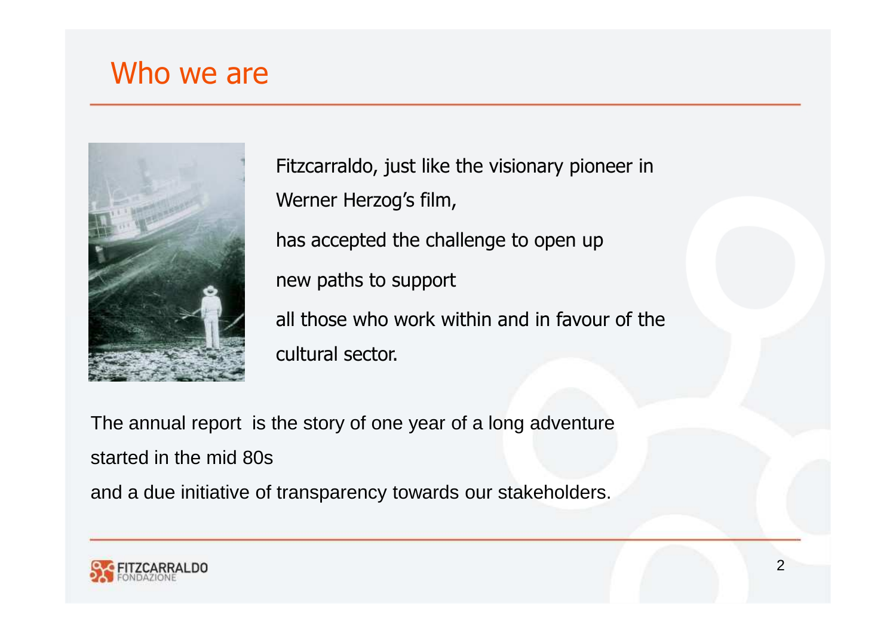# Who we are

Fitzcarraldo, just like the visionary pioneer in Werner Herzog's film,

has accepted the challenge to open up

new paths to support

all those who work within and in favour of the cultural sector.

The annual report is the story of one year of a long adventure started in the mid 80s

and a due initiative of transparency towards our stakeholders.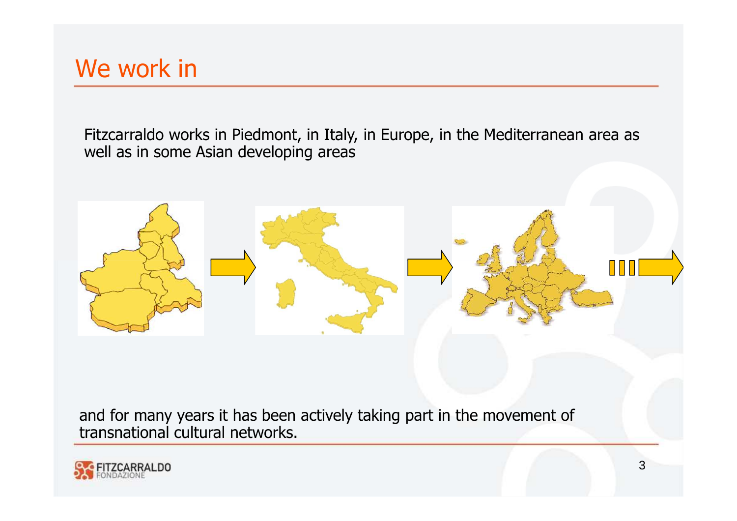# We work in

Fitzcarraldo works in Piedmont, in Italy, in Europe, in the Mediterranean area as well as in some Asian developing areas

and for many years it has been actively taking part in the movement of transnational cultural networks.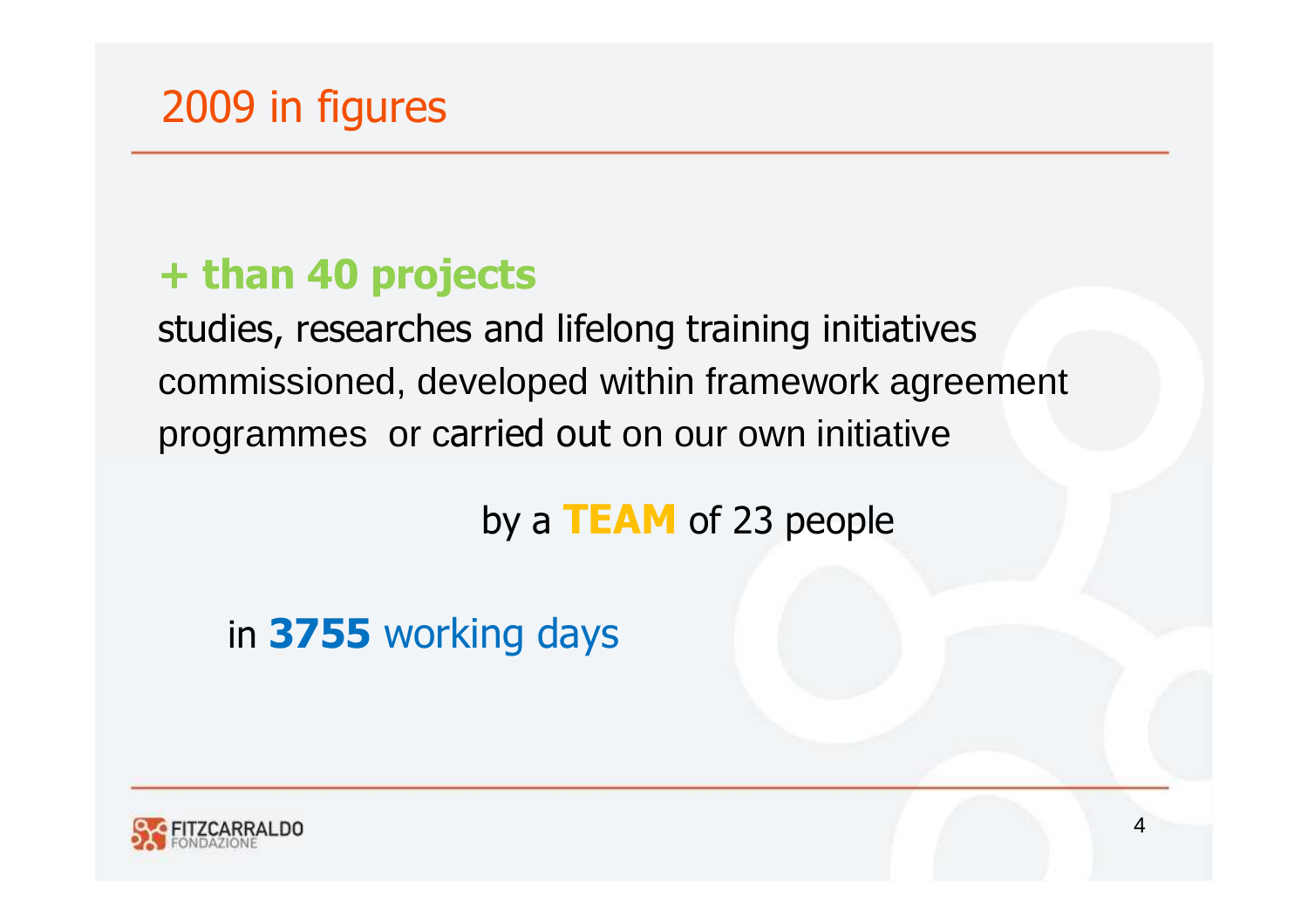# 2009 in figures

**+ than 40 projects**

studies, researches and lifelong training initiatives commissioned, developed within framework agreement programmes or carried out on our own initiative

by a **TEAM** of 23 people

in **3755** working days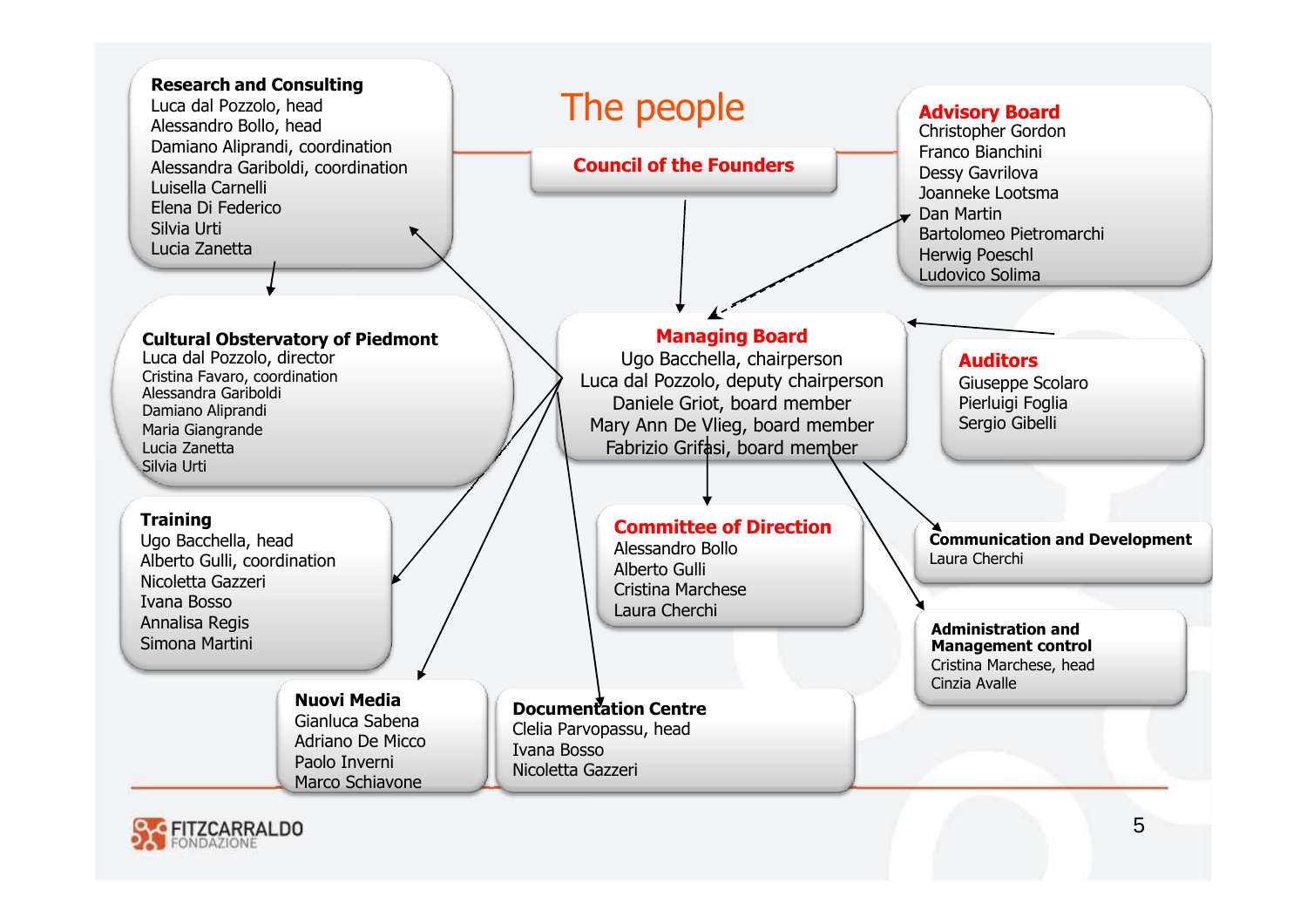# The people

## Council of the Founders

**Research and Consulting**
Luca dal Pozzolo, head
Alessandro Bollo, head
Damiano Aliprandi, coordination
Alessandra Gariboldi, coordination
Luisella Carnelli
Elena Di Federico
Silvia Urti
Lucia Zanetta

**Advisory Board**
Christopher Gordon
Franco Bianchini
Dessy Gavrilova
Joanneke Lootsma
Dan Martin
Bartolomeo Pietromarchi
Herwig Poeschl
Ludovico Solima

**Cultural Obstervatory of Piedmont**
Luca dal Pozzolo, director
Cristina Favaro, coordination
Alessandra Gariboldi
Damiano Aliprandi
Maria Giangrande
Lucia Zanetta
Silvia Urti

**Managing Board**
Ugo Bacchella, chairperson
Luca dal Pozzolo, deputy chairperson
Daniele Griot, board member
Mary Ann De Vlieg, board member
Fabrizio Grifasi, board member

**Auditors**
Giuseppe Scolaro
Pierluigi Foglia
Sergio Gibelli

**Training**
Ugo Bacchella, head
Alberto Gulli, coordination
Nicoletta Gazzeri
Ivana Bosso
Annalisa Regis
Simona Martini

**Committee of Direction**
Alessandro Bollo
Alberto Gulli
Cristina Marchese
Laura Cherchi

**Communication and Development**
Laura Cherchi

**Administration and Management control**
Cristina Marchese, head
Cinzia Avalle

**Nuovi Media**
Gianluca Sabena
Adriano De Micco
Paolo Inverni
Marco Schiavone

**Documentation Centre**
Clelia Parvopassu, head
Ivana Bosso
Nicoletta Gazzeri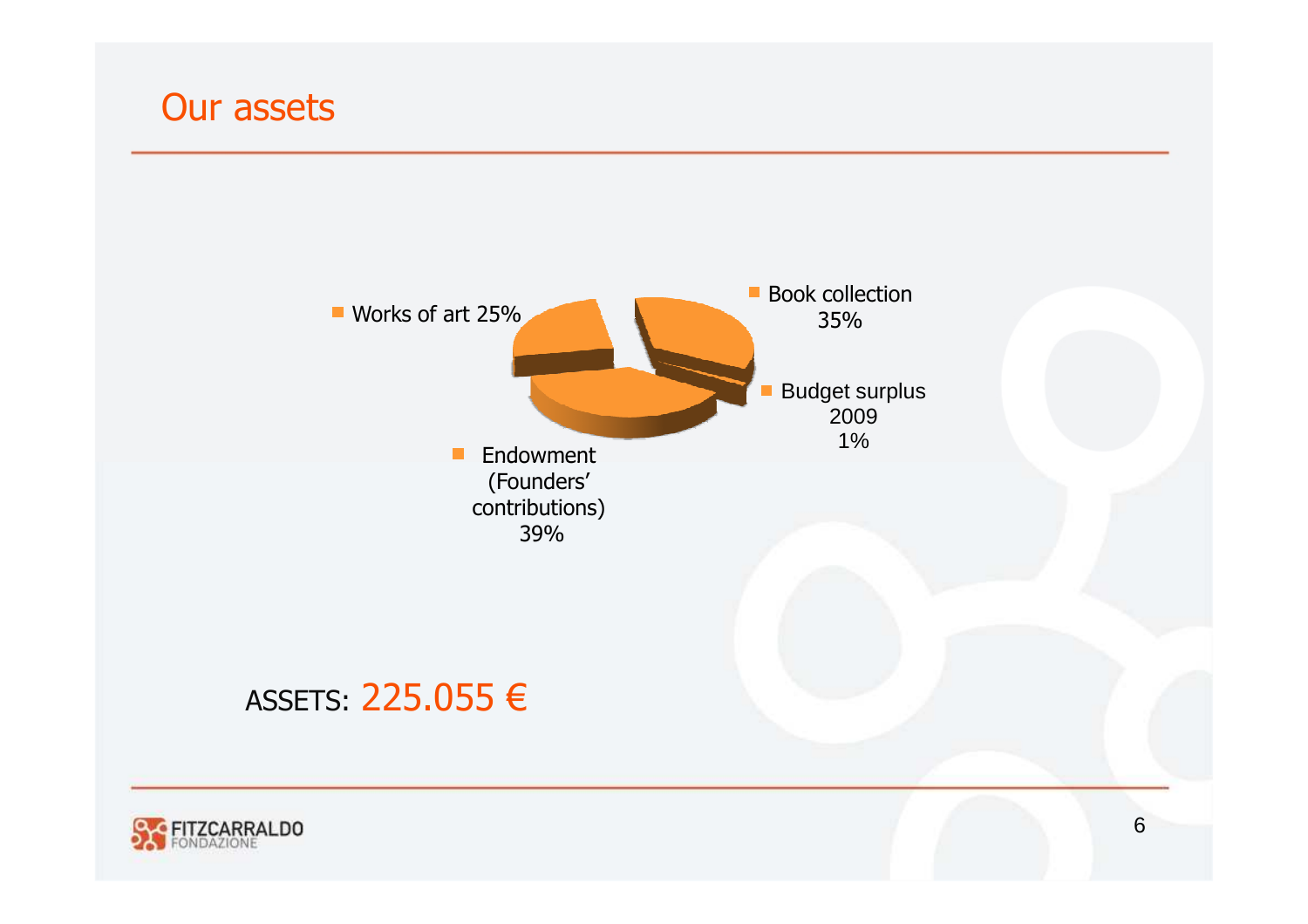# Our assets

- Works of art 25%
- Book collection 35%
- Budget surplus 2009 1%
- Endowment (Founders' contributions) 39%

ASSETS: 225.055 €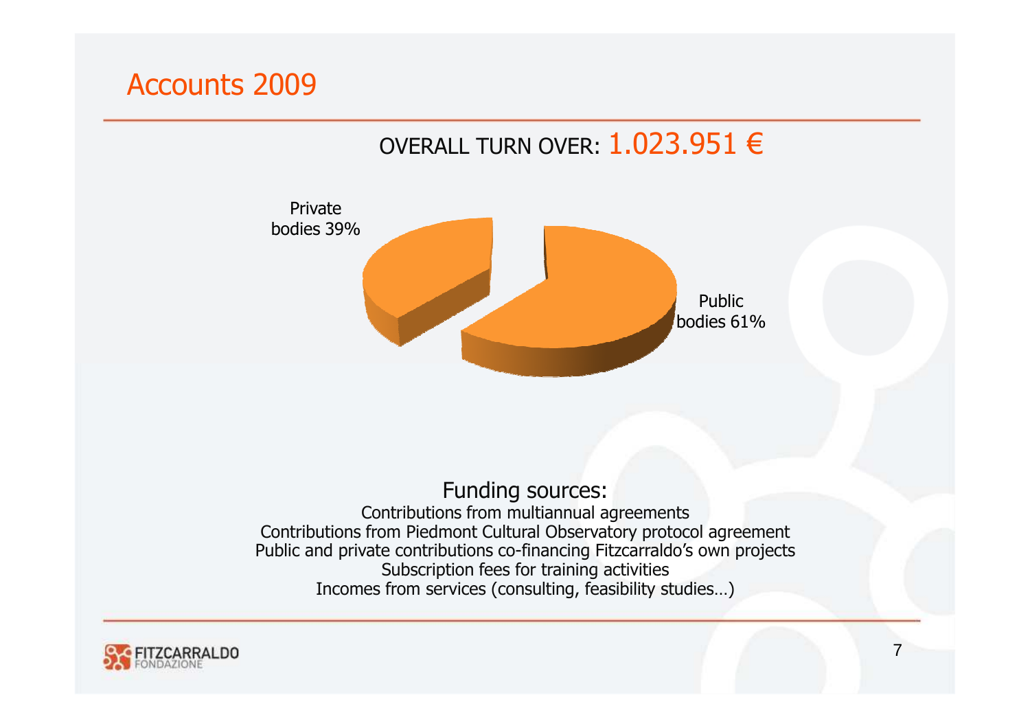# Accounts 2009

OVERALL TURN OVER: 1.023.951 €

Private bodies 39%

Public bodies 61%

Funding sources:

Contributions from multiannual agreements
Contributions from Piedmont Cultural Observatory protocol agreement
Public and private contributions co-financing Fitzcarraldo's own projects
Subscription fees for training activities
Incomes from services (consulting, feasibility studies…)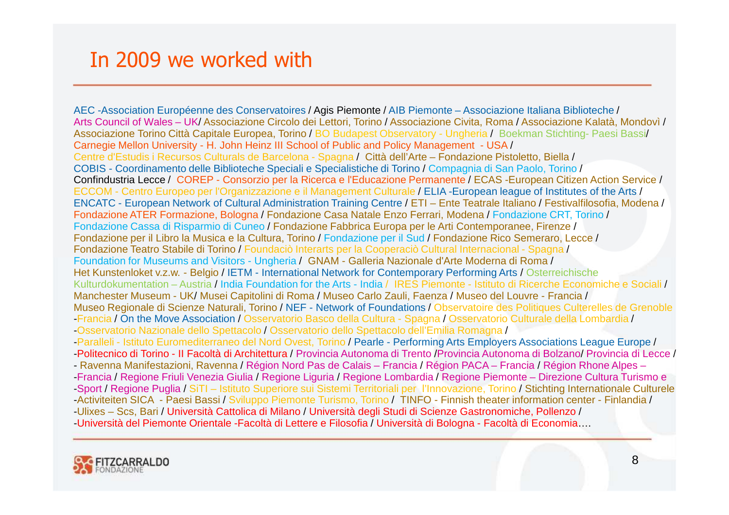# In 2009 we worked with

AEC -Association Européenne des Conservatoires / Agis Piemonte / AIB Piemonte – Associazione Italiana Biblioteche / Arts Council of Wales – UK/ Associazione Circolo dei Lettori, Torino / Associazione Civita, Roma / Associazione Kalatà, Mondovì / Associazione Torino Città Capitale Europea, Torino / BO Budapest Observatory - Ungheria / Boekman Stichting- Paesi Bassi/ Carnegie Mellon University - H. John Heinz III School of Public and Policy Management - USA / Centre d'Estudis i Recursos Culturals de Barcelona - Spagna / Città dell'Arte – Fondazione Pistoletto, Biella / COBIS - Coordinamento delle Biblioteche Speciali e Specialistiche di Torino / Compagnia di San Paolo, Torino / Confindustria Lecce / COREP - Consorzio per la Ricerca e l'Educazione Permanente / ECAS -European Citizen Action Service / ECCOM - Centro Europeo per l'Organizzazione e il Management Culturale / ELIA -European league of Institutes of the Arts / ENCATC - European Network of Cultural Administration Training Centre / ETI – Ente Teatrale Italiano / Festivalfilosofia, Modena / Fondazione ATER Formazione, Bologna / Fondazione Casa Natale Enzo Ferrari, Modena / Fondazione CRT, Torino / Fondazione Cassa di Risparmio di Cuneo / Fondazione Fabbrica Europa per le Arti Contemporanee, Firenze / Fondazione per il Libro la Musica e la Cultura, Torino / Fondazione per il Sud / Fondazione Rico Semeraro, Lecce / Fondazione Teatro Stabile di Torino / Foundaciò Interarts per la Cooperaciò Cultural Internacional - Spagna / Foundation for Museums and Visitors - Ungheria / GNAM - Galleria Nazionale d'Arte Moderna di Roma / Het Kunstenloket v.z.w. - Belgio / IETM - International Network for Contemporary Performing Arts / Osterreichische Kulturdokumentation – Austria / India Foundation for the Arts - India / IRES Piemonte - Istituto di Ricerche Economiche e Sociali / Manchester Museum - UK/ Musei Capitolini di Roma / Museo Carlo Zauli, Faenza / Museo del Louvre - Francia / Museo Regionale di Scienze Naturali, Torino / NEF - Network of Foundations / Observatoire des Politiques Culterelles de Grenoble -Francia / On the Move Association / Osservatorio Basco della Cultura - Spagna / Osservatorio Culturale della Lombardia / -Osservatorio Nazionale dello Spettacolo / Osservatorio dello Spettacolo dell'Emilia Romagna / -Paralleli - Istituto Euromediterraneo del Nord Ovest, Torino / Pearle - Performing Arts Employers Associations League Europe / -Politecnico di Torino - II Facoltà di Architettura / Provincia Autonoma di Trento /Provincia Autonoma di Bolzano/ Provincia di Lecce / - Ravenna Manifestazioni, Ravenna / Région Nord Pas de Calais – Francia / Région PACA – Francia / Région Rhone Alpes – -Francia / Regione Friuli Venezia Giulia / Regione Liguria / Regione Lombardia / Regione Piemonte – Direzione Cultura Turismo e -Sport / Regione Puglia / SiTI – Istituto Superiore sui Sistemi Territoriali per l'Innovazione, Torino / Stichting Internationale Culturele -Activiteiten SICA - Paesi Bassi / Sviluppo Piemonte Turismo, Torino / TINFO - Finnish theater information center - Finlandia / -Ulixes – Scs, Bari / Università Cattolica di Milano / Università degli Studi di Scienze Gastronomiche, Pollenzo / -Università del Piemonte Orientale -Facoltà di Lettere e Filosofia / Università di Bologna - Facoltà di Economia….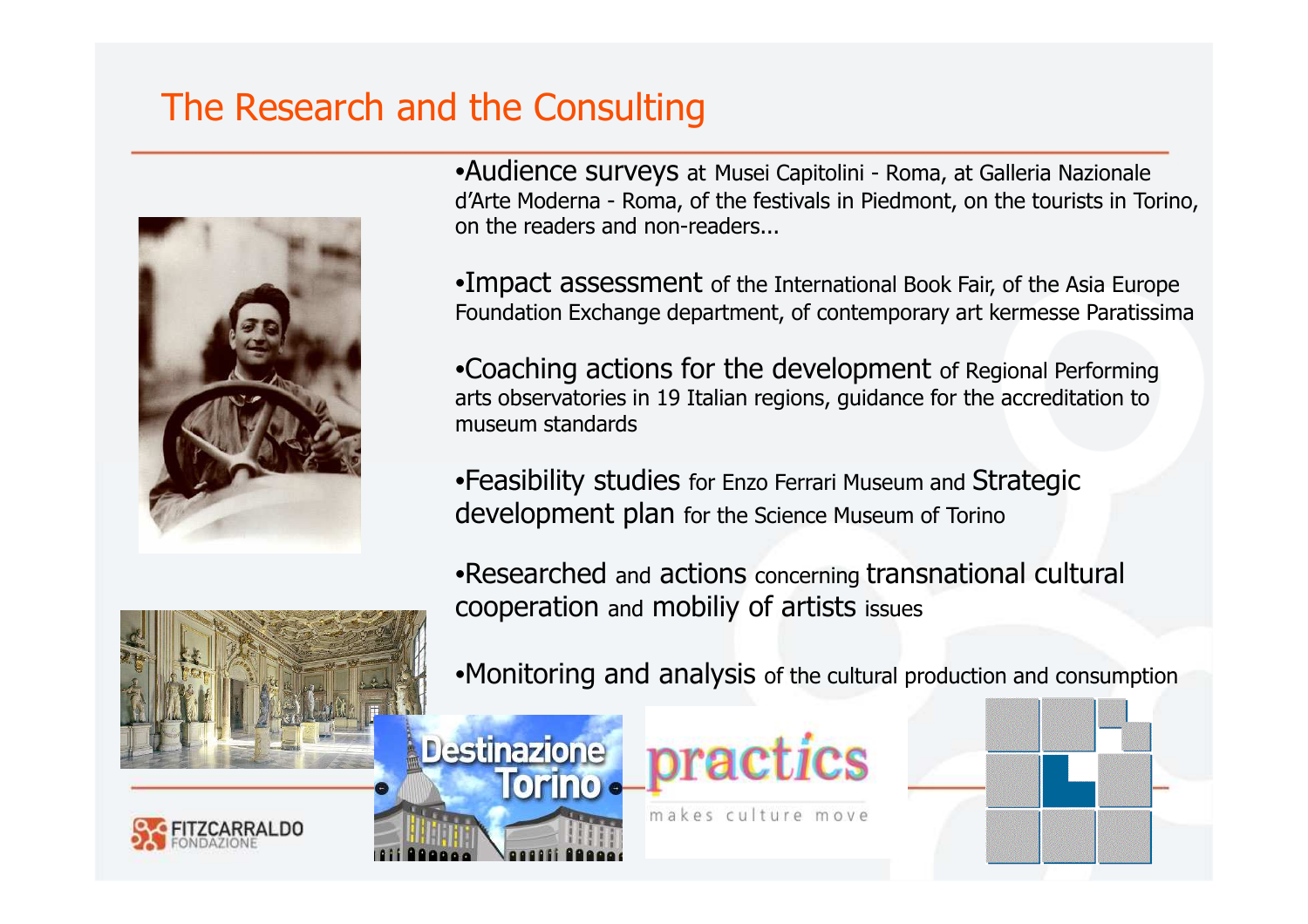# The Research and the Consulting

- Audience surveys at Musei Capitolini - Roma, at Galleria Nazionale d'Arte Moderna - Roma, of the festivals in Piedmont, on the tourists in Torino, on the readers and non-readers...

- Impact assessment of the International Book Fair, of the Asia Europe Foundation Exchange department, of contemporary art kermesse Paratissima

- Coaching actions for the development of Regional Performing arts observatories in 19 Italian regions, guidance for the accreditation to museum standards

- Feasibility studies for Enzo Ferrari Museum and Strategic development plan for the Science Museum of Torino

- Researched and actions concerning transnational cultural cooperation and mobiliy of artists issues

- Monitoring and analysis of the cultural production and consumption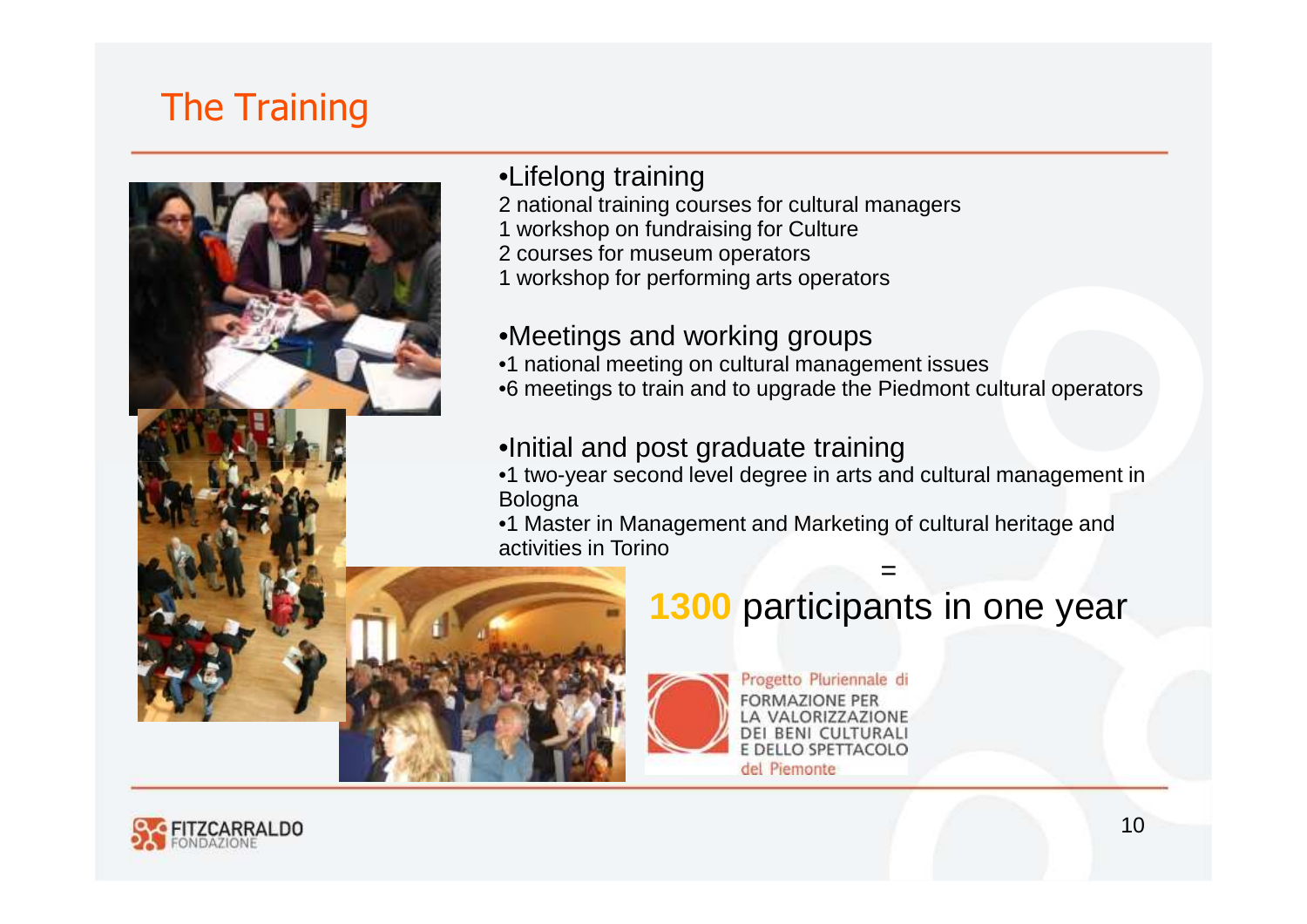# The Training

- Lifelong training

2 national training courses for cultural managers
1 workshop on fundraising for Culture
2 courses for museum operators
1 workshop for performing arts operators

- Meetings and working groups
  - 1 national meeting on cultural management issues
  - 6 meetings to train and to upgrade the Piedmont cultural operators

- Initial and post graduate training
  - 1 two-year second level degree in arts and cultural management in Bologna
  - 1 Master in Management and Marketing of cultural heritage and activities in Torino

=

**1300** participants in one year

Progetto Pluriennale di FORMAZIONE PER LA VALORIZZAZIONE DEI BENI CULTURALI E DELLO SPETTACOLO del Piemonte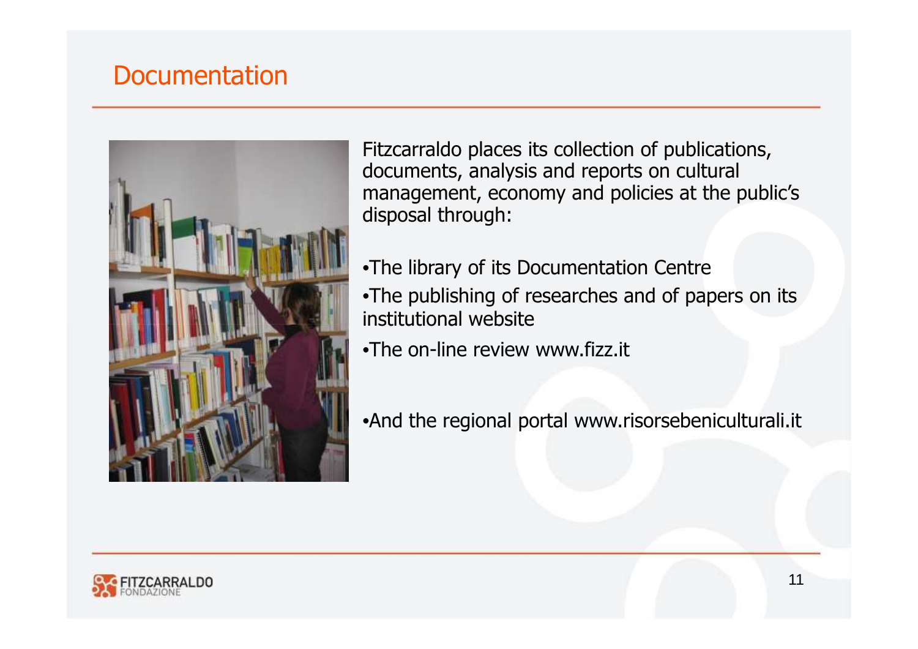# Documentation

Fitzcarraldo places its collection of publications, documents, analysis and reports on cultural management, economy and policies at the public's disposal through:

- The library of its Documentation Centre
- The publishing of researches and of papers on its institutional website
- The on-line review www.fizz.it
- And the regional portal www.risorsebeniculturali.it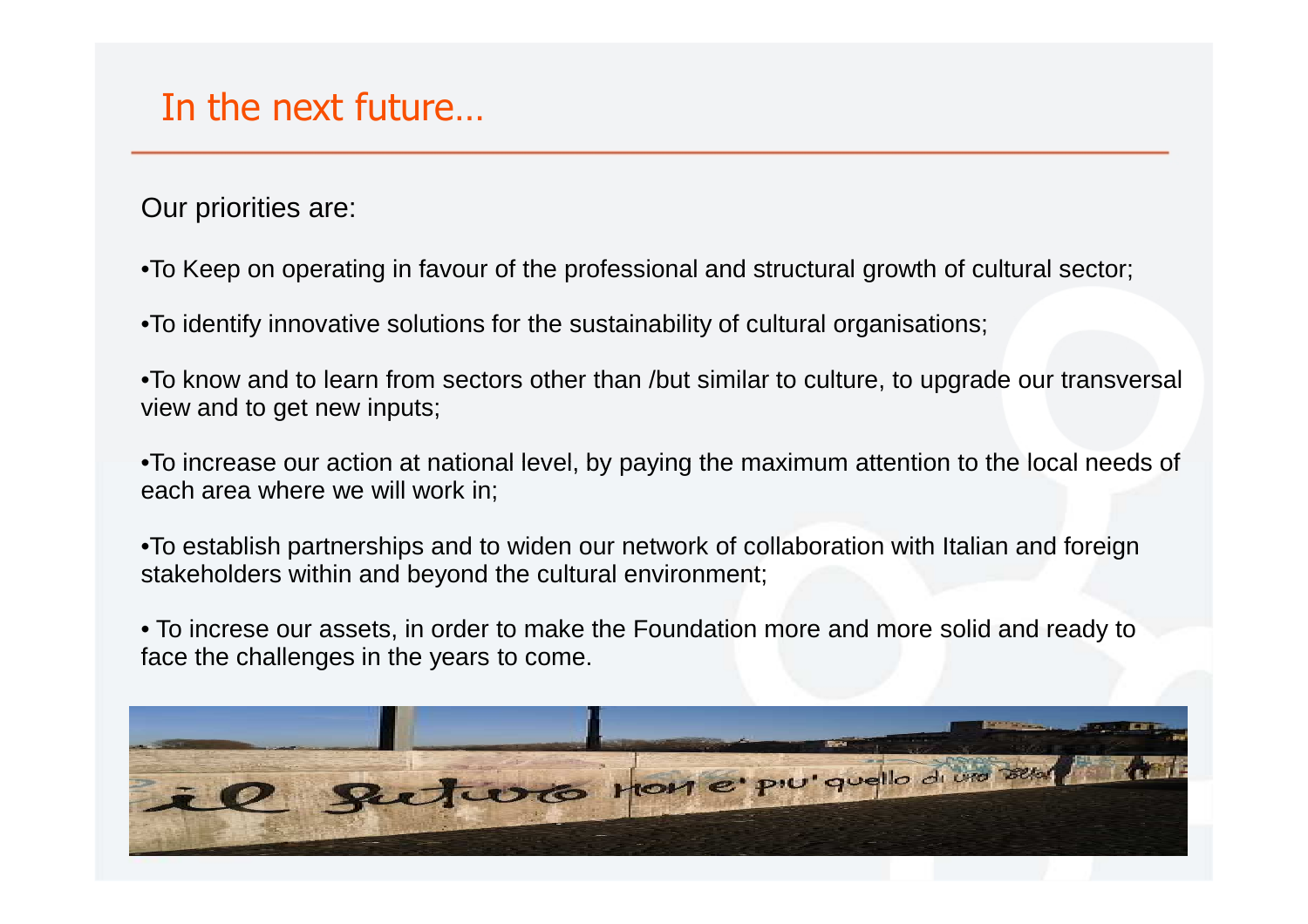# In the next future…

Our priorities are:

- To Keep on operating in favour of the professional and structural growth of cultural sector;
- To identify innovative solutions for the sustainability of cultural organisations;
- To know and to learn from sectors other than /but similar to culture, to upgrade our transversal view and to get new inputs;
- To increase our action at national level, by paying the maximum attention to the local needs of each area where we will work in;
- To establish partnerships and to widen our network of collaboration with Italian and foreign stakeholders within and beyond the cultural environment;
- To increse our assets, in order to make the Foundation more and more solid and ready to face the challenges in the years to come.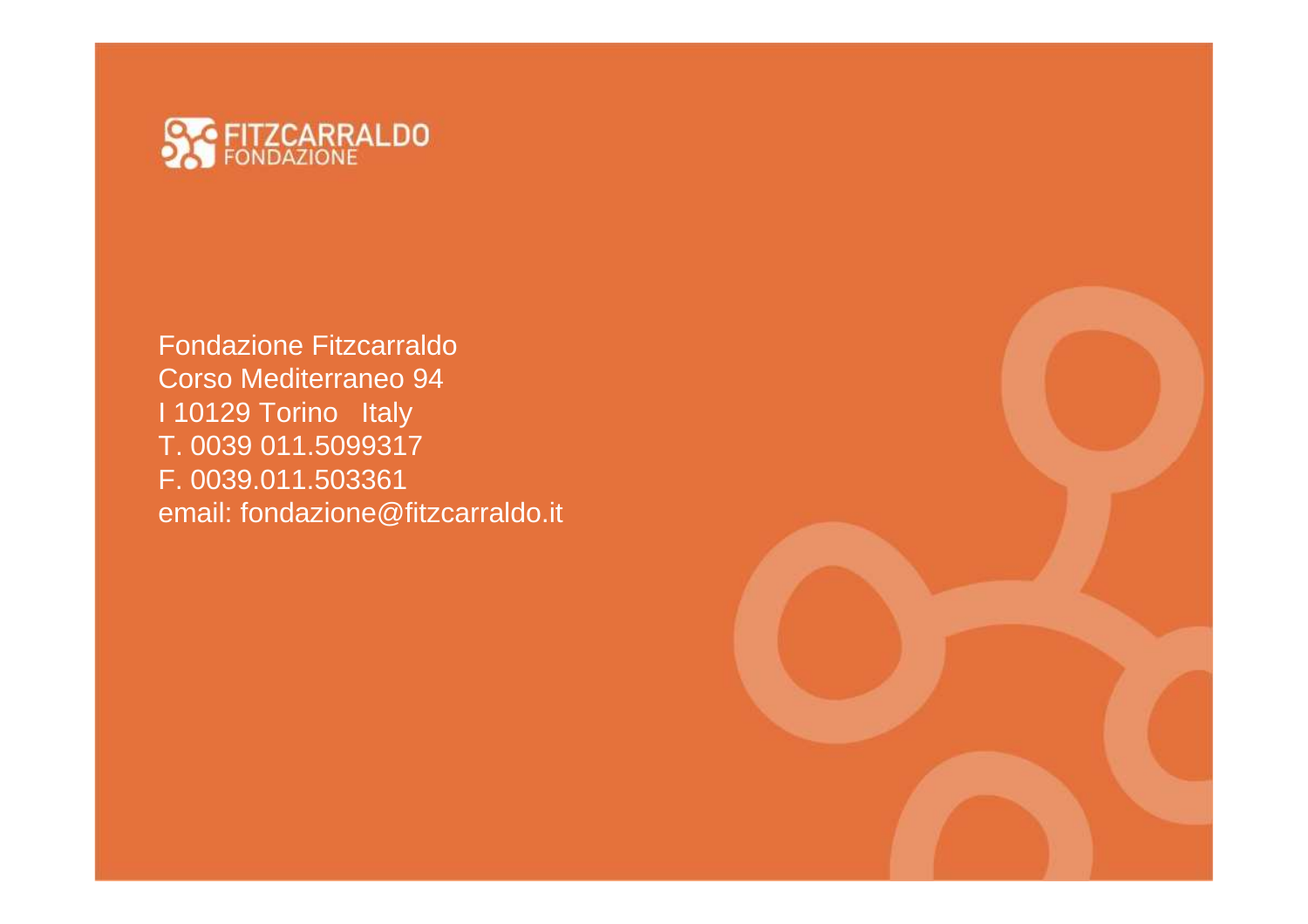FITZCARRALDO FONDAZIONE

Fondazione Fitzcarraldo
Corso Mediterraneo 94
I 10129 Torino   Italy
T. 0039 011.5099317
F. 0039.011.503361
email: fondazione@fitzcarraldo.it